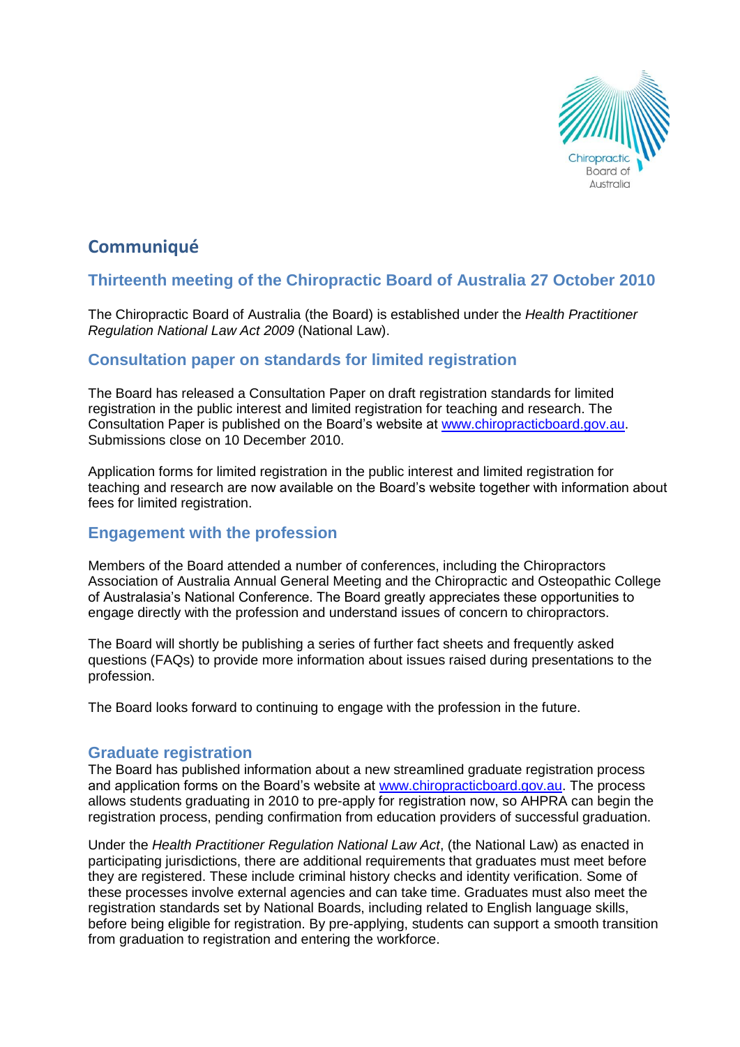# Communiqué

## Thirteenth meeting of the Chiropractic Board of Australia 27 October 2010

The Chiropractic Board of Australia (the Board) is established under the *Health Practitioner Regulation National Law Act 2009* (National Law).

## Consultation paper on standards for limited registration

The Board has released a Consultation Paper on draft registration standards for limited registration in the public interest and limited registration for teaching and research. The Consultation Paper is published on the Board's website at www.chiropracticboard.gov.au. Submissions close on 10 December 2010.

Application forms for limited registration in the public interest and limited registration for teaching and research are now available on the Board's website together with information about fees for limited registration.

## Engagement with the profession

Members of the Board attended a number of conferences, including the Chiropractors Association of Australia Annual General Meeting and the Chiropractic and Osteopathic College of Australasia's National Conference. The Board greatly appreciates these opportunities to engage directly with the profession and understand issues of concern to chiropractors.

The Board will shortly be publishing a series of further fact sheets and frequently asked questions (FAQs) to provide more information about issues raised during presentations to the profession.

The Board looks forward to continuing to engage with the profession in the future.

## Graduate registration

The Board has published information about a new streamlined graduate registration process and application forms on the Board's website at www.chiropracticboard.gov.au. The process allows students graduating in 2010 to pre-apply for registration now, so AHPRA can begin the registration process, pending confirmation from education providers of successful graduation.

Under the *Health Practitioner Regulation National Law Act*, (the National Law) as enacted in participating jurisdictions, there are additional requirements that graduates must meet before they are registered. These include criminal history checks and identity verification. Some of these processes involve external agencies and can take time. Graduates must also meet the registration standards set by National Boards, including related to English language skills, before being eligible for registration. By pre-applying, students can support a smooth transition from graduation to registration and entering the workforce.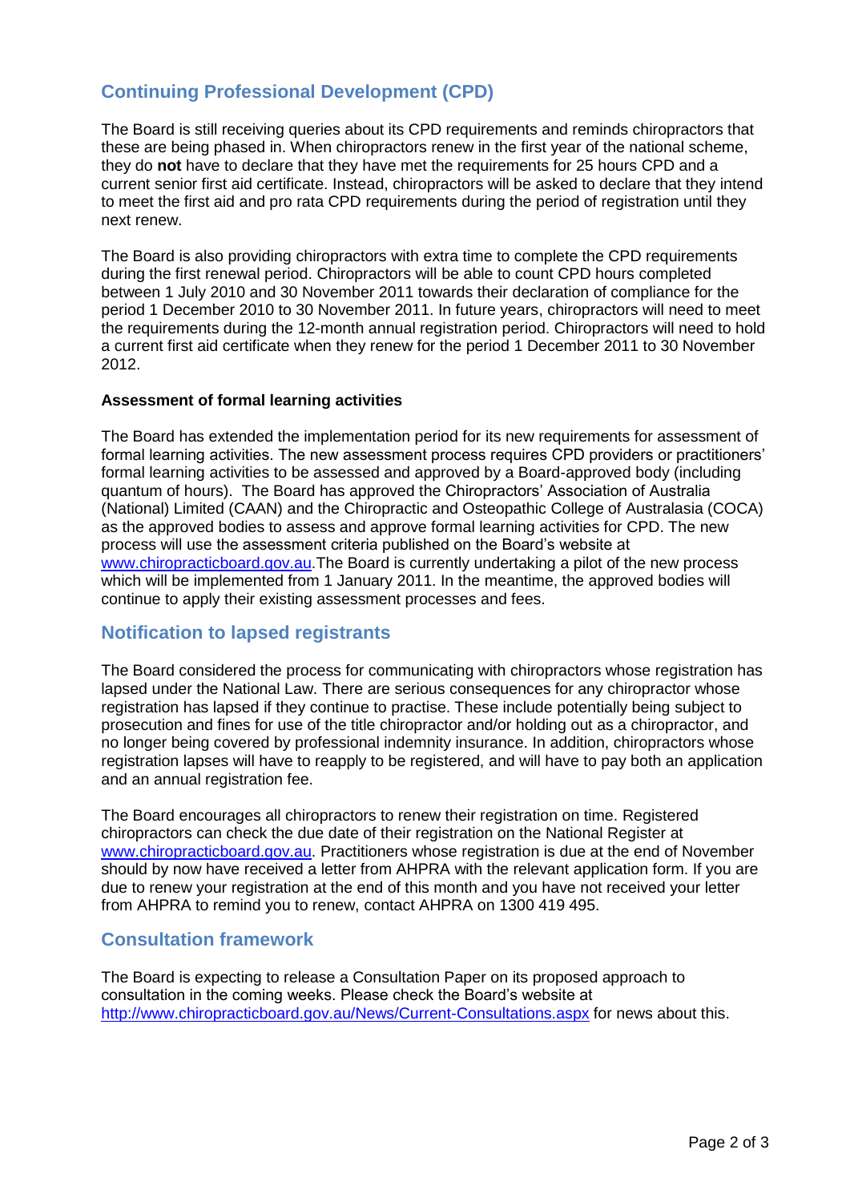## Continuing Professional Development (CPD)

The Board is still receiving queries about its CPD requirements and reminds chiropractors that these are being phased in. When chiropractors renew in the first year of the national scheme, they do **not** have to declare that they have met the requirements for 25 hours CPD and a current senior first aid certificate. Instead, chiropractors will be asked to declare that they intend to meet the first aid and pro rata CPD requirements during the period of registration until they next renew.

The Board is also providing chiropractors with extra time to complete the CPD requirements during the first renewal period. Chiropractors will be able to count CPD hours completed between 1 July 2010 and 30 November 2011 towards their declaration of compliance for the period 1 December 2010 to 30 November 2011. In future years, chiropractors will need to meet the requirements during the 12-month annual registration period. Chiropractors will need to hold a current first aid certificate when they renew for the period 1 December 2011 to 30 November 2012.

**Assessment of formal learning activities**

The Board has extended the implementation period for its new requirements for assessment of formal learning activities. The new assessment process requires CPD providers or practitioners' formal learning activities to be assessed and approved by a Board-approved body (including quantum of hours). The Board has approved the Chiropractors' Association of Australia (National) Limited (CAAN) and the Chiropractic and Osteopathic College of Australasia (COCA) as the approved bodies to assess and approve formal learning activities for CPD. The new process will use the assessment criteria published on the Board's website at www.chiropracticboard.gov.au.The Board is currently undertaking a pilot of the new process which will be implemented from 1 January 2011. In the meantime, the approved bodies will continue to apply their existing assessment processes and fees.

## Notification to lapsed registrants

The Board considered the process for communicating with chiropractors whose registration has lapsed under the National Law. There are serious consequences for any chiropractor whose registration has lapsed if they continue to practise. These include potentially being subject to prosecution and fines for use of the title chiropractor and/or holding out as a chiropractor, and no longer being covered by professional indemnity insurance. In addition, chiropractors whose registration lapses will have to reapply to be registered, and will have to pay both an application and an annual registration fee.

The Board encourages all chiropractors to renew their registration on time. Registered chiropractors can check the due date of their registration on the National Register at www.chiropracticboard.gov.au. Practitioners whose registration is due at the end of November should by now have received a letter from AHPRA with the relevant application form. If you are due to renew your registration at the end of this month and you have not received your letter from AHPRA to remind you to renew, contact AHPRA on 1300 419 495.

## Consultation framework

The Board is expecting to release a Consultation Paper on its proposed approach to consultation in the coming weeks. Please check the Board's website at http://www.chiropracticboard.gov.au/News/Current-Consultations.aspx for news about this.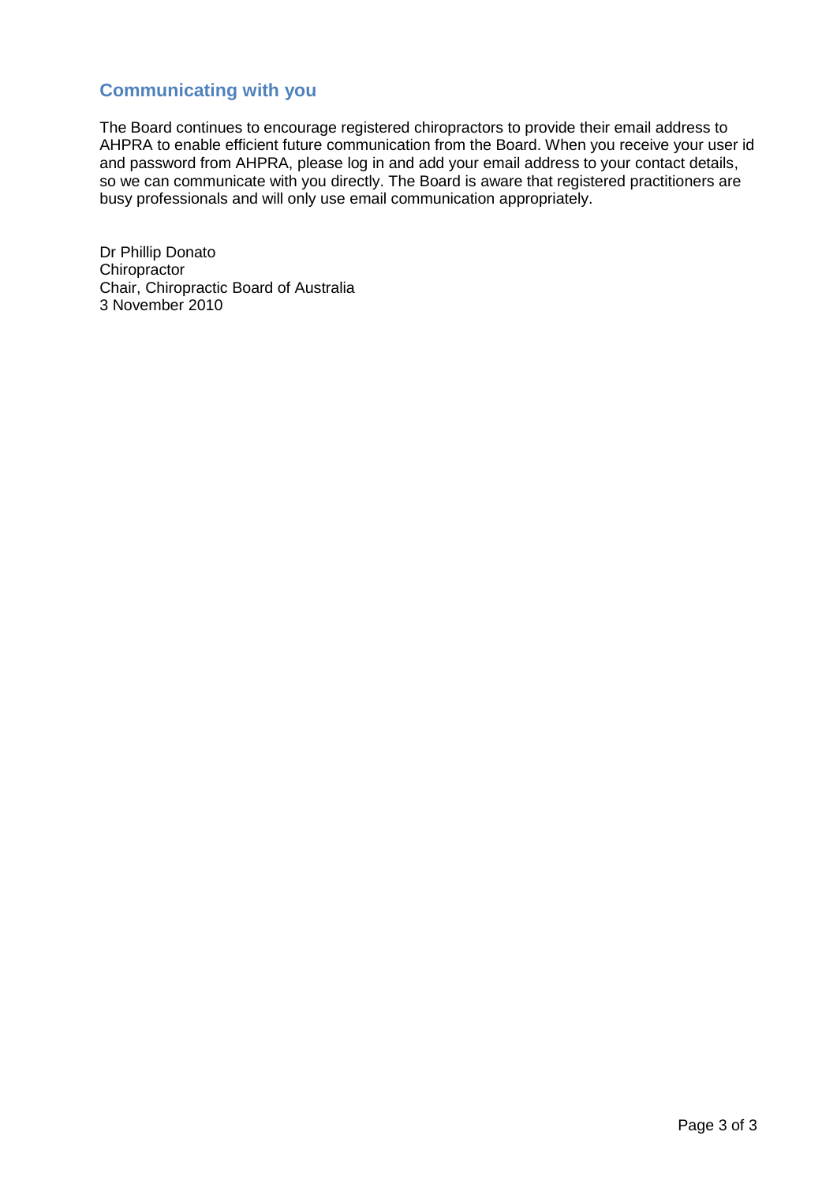## Communicating with you

The Board continues to encourage registered chiropractors to provide their email address to AHPRA to enable efficient future communication from the Board. When you receive your user id and password from AHPRA, please log in and add your email address to your contact details, so we can communicate with you directly. The Board is aware that registered practitioners are busy professionals and will only use email communication appropriately.

Dr Phillip Donato
Chiropractor
Chair, Chiropractic Board of Australia
3 November 2010